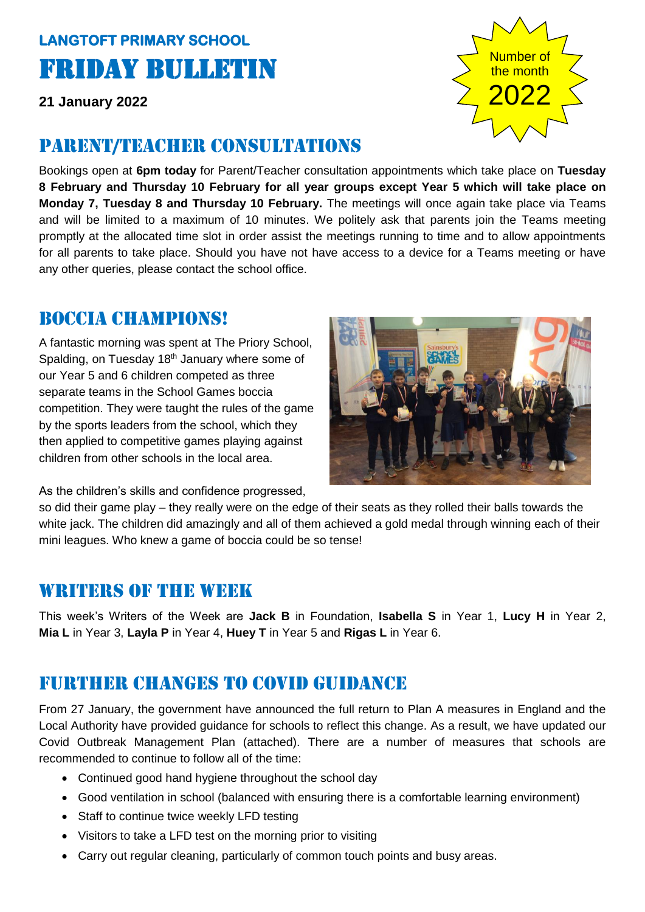**LANGTOFT PRIMARY SCHOOL**

# FRIDAY BULLETIN

**21 January 2022**

Number of the month
2022

## PARENT/TEACHER CONSULTATIONS

Bookings open at **6pm today** for Parent/Teacher consultation appointments which take place on **Tuesday 8 February and Thursday 10 February for all year groups except Year 5 which will take place on Monday 7, Tuesday 8 and Thursday 10 February.** The meetings will once again take place via Teams and will be limited to a maximum of 10 minutes. We politely ask that parents join the Teams meeting promptly at the allocated time slot in order assist the meetings running to time and to allow appointments for all parents to take place. Should you have not have access to a device for a Teams meeting or have any other queries, please contact the school office.

## BOCCIA CHAMPIONS!

A fantastic morning was spent at The Priory School, Spalding, on Tuesday 18th January where some of our Year 5 and 6 children competed as three separate teams in the School Games boccia competition. They were taught the rules of the game by the sports leaders from the school, which they then applied to competitive games playing against children from other schools in the local area.

As the children's skills and confidence progressed, so did their game play – they really were on the edge of their seats as they rolled their balls towards the white jack. The children did amazingly and all of them achieved a gold medal through winning each of their mini leagues. Who knew a game of boccia could be so tense!

## WRITERS OF THE WEEK

This week's Writers of the Week are **Jack B** in Foundation, **Isabella S** in Year 1, **Lucy H** in Year 2, **Mia L** in Year 3, **Layla P** in Year 4, **Huey T** in Year 5 and **Rigas L** in Year 6.

## FURTHER CHANGES TO COVID GUIDANCE

From 27 January, the government have announced the full return to Plan A measures in England and the Local Authority have provided guidance for schools to reflect this change. As a result, we have updated our Covid Outbreak Management Plan (attached). There are a number of measures that schools are recommended to continue to follow all of the time:

- Continued good hand hygiene throughout the school day
- Good ventilation in school (balanced with ensuring there is a comfortable learning environment)
- Staff to continue twice weekly LFD testing
- Visitors to take a LFD test on the morning prior to visiting
- Carry out regular cleaning, particularly of common touch points and busy areas.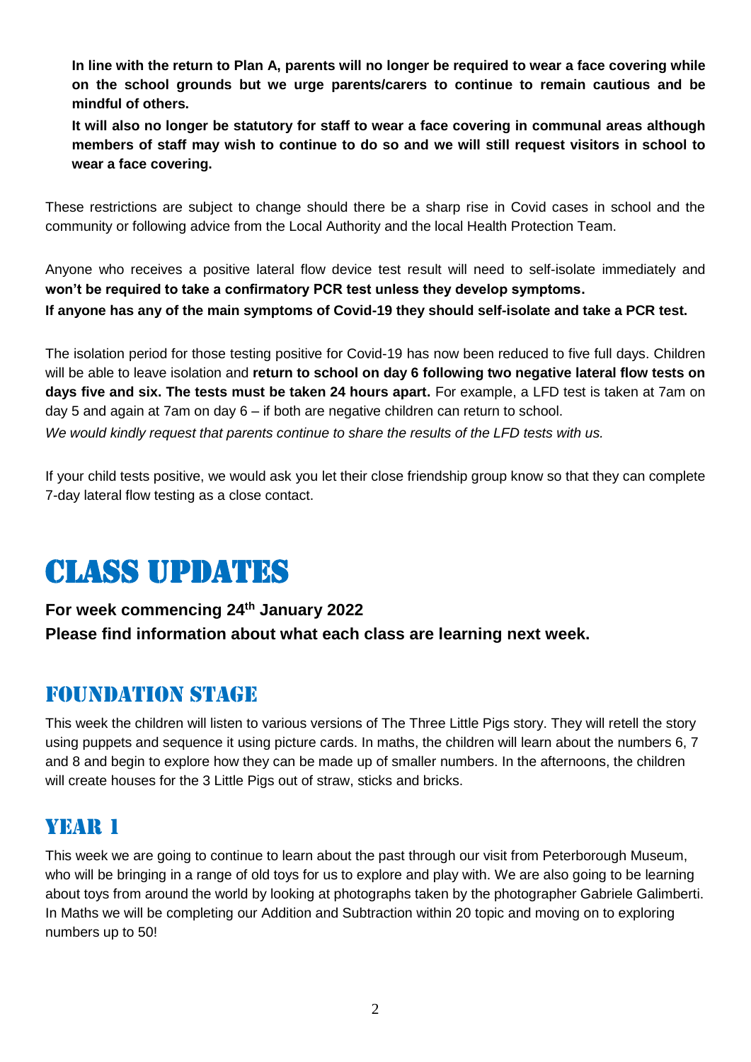**In line with the return to Plan A, parents will no longer be required to wear a face covering while on the school grounds but we urge parents/carers to continue to remain cautious and be mindful of others.**

**It will also no longer be statutory for staff to wear a face covering in communal areas although members of staff may wish to continue to do so and we will still request visitors in school to wear a face covering.**

These restrictions are subject to change should there be a sharp rise in Covid cases in school and the community or following advice from the Local Authority and the local Health Protection Team.

Anyone who receives a positive lateral flow device test result will need to self-isolate immediately and **won't be required to take a confirmatory PCR test unless they develop symptoms.**
**If anyone has any of the main symptoms of Covid-19 they should self-isolate and take a PCR test.**

The isolation period for those testing positive for Covid-19 has now been reduced to five full days. Children will be able to leave isolation and **return to school on day 6 following two negative lateral flow tests on days five and six. The tests must be taken 24 hours apart.** For example, a LFD test is taken at 7am on day 5 and again at 7am on day 6 – if both are negative children can return to school.
*We would kindly request that parents continue to share the results of the LFD tests with us.*

If your child tests positive, we would ask you let their close friendship group know so that they can complete 7-day lateral flow testing as a close contact.

# CLASS UPDATES

**For week commencing 24th January 2022**
**Please find information about what each class are learning next week.**

## FOUNDATION STAGE

This week the children will listen to various versions of The Three Little Pigs story. They will retell the story using puppets and sequence it using picture cards. In maths, the children will learn about the numbers 6, 7 and 8 and begin to explore how they can be made up of smaller numbers. In the afternoons, the children will create houses for the 3 Little Pigs out of straw, sticks and bricks.

## YEAR 1

This week we are going to continue to learn about the past through our visit from Peterborough Museum, who will be bringing in a range of old toys for us to explore and play with. We are also going to be learning about toys from around the world by looking at photographs taken by the photographer Gabriele Galimberti. In Maths we will be completing our Addition and Subtraction within 20 topic and moving on to exploring numbers up to 50!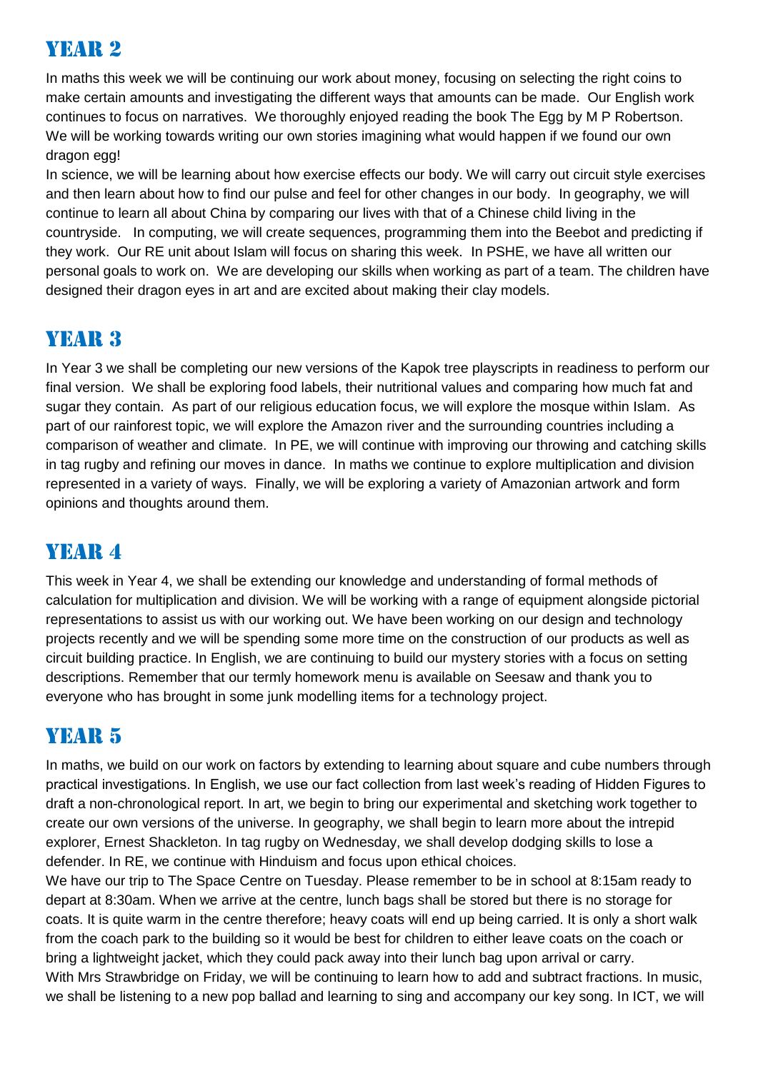## YEAR 2

In maths this week we will be continuing our work about money, focusing on selecting the right coins to make certain amounts and investigating the different ways that amounts can be made. Our English work continues to focus on narratives. We thoroughly enjoyed reading the book The Egg by M P Robertson. We will be working towards writing our own stories imagining what would happen if we found our own dragon egg!

In science, we will be learning about how exercise effects our body. We will carry out circuit style exercises and then learn about how to find our pulse and feel for other changes in our body. In geography, we will continue to learn all about China by comparing our lives with that of a Chinese child living in the countryside. In computing, we will create sequences, programming them into the Beebot and predicting if they work. Our RE unit about Islam will focus on sharing this week. In PSHE, we have all written our personal goals to work on. We are developing our skills when working as part of a team. The children have designed their dragon eyes in art and are excited about making their clay models.

## YEAR 3

In Year 3 we shall be completing our new versions of the Kapok tree playscripts in readiness to perform our final version. We shall be exploring food labels, their nutritional values and comparing how much fat and sugar they contain. As part of our religious education focus, we will explore the mosque within Islam. As part of our rainforest topic, we will explore the Amazon river and the surrounding countries including a comparison of weather and climate. In PE, we will continue with improving our throwing and catching skills in tag rugby and refining our moves in dance. In maths we continue to explore multiplication and division represented in a variety of ways. Finally, we will be exploring a variety of Amazonian artwork and form opinions and thoughts around them.

## YEAR 4

This week in Year 4, we shall be extending our knowledge and understanding of formal methods of calculation for multiplication and division. We will be working with a range of equipment alongside pictorial representations to assist us with our working out. We have been working on our design and technology projects recently and we will be spending some more time on the construction of our products as well as circuit building practice. In English, we are continuing to build our mystery stories with a focus on setting descriptions. Remember that our termly homework menu is available on Seesaw and thank you to everyone who has brought in some junk modelling items for a technology project.

## YEAR 5

In maths, we build on our work on factors by extending to learning about square and cube numbers through practical investigations. In English, we use our fact collection from last week's reading of Hidden Figures to draft a non-chronological report. In art, we begin to bring our experimental and sketching work together to create our own versions of the universe. In geography, we shall begin to learn more about the intrepid explorer, Ernest Shackleton. In tag rugby on Wednesday, we shall develop dodging skills to lose a defender. In RE, we continue with Hinduism and focus upon ethical choices.

We have our trip to The Space Centre on Tuesday. Please remember to be in school at 8:15am ready to depart at 8:30am. When we arrive at the centre, lunch bags shall be stored but there is no storage for coats. It is quite warm in the centre therefore; heavy coats will end up being carried. It is only a short walk from the coach park to the building so it would be best for children to either leave coats on the coach or bring a lightweight jacket, which they could pack away into their lunch bag upon arrival or carry.

With Mrs Strawbridge on Friday, we will be continuing to learn how to add and subtract fractions. In music, we shall be listening to a new pop ballad and learning to sing and accompany our key song. In ICT, we will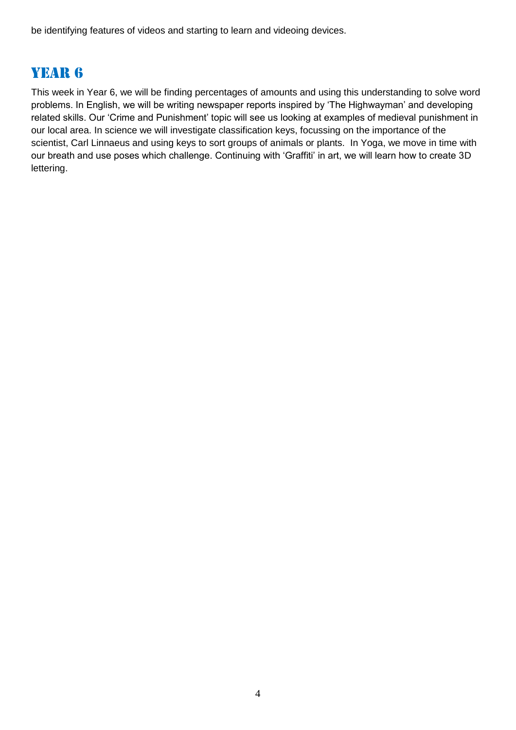be identifying features of videos and starting to learn and videoing devices.

## YEAR 6

This week in Year 6, we will be finding percentages of amounts and using this understanding to solve word problems. In English, we will be writing newspaper reports inspired by 'The Highwayman' and developing related skills. Our 'Crime and Punishment' topic will see us looking at examples of medieval punishment in our local area. In science we will investigate classification keys, focussing on the importance of the scientist, Carl Linnaeus and using keys to sort groups of animals or plants. In Yoga, we move in time with our breath and use poses which challenge. Continuing with 'Graffiti' in art, we will learn how to create 3D lettering.